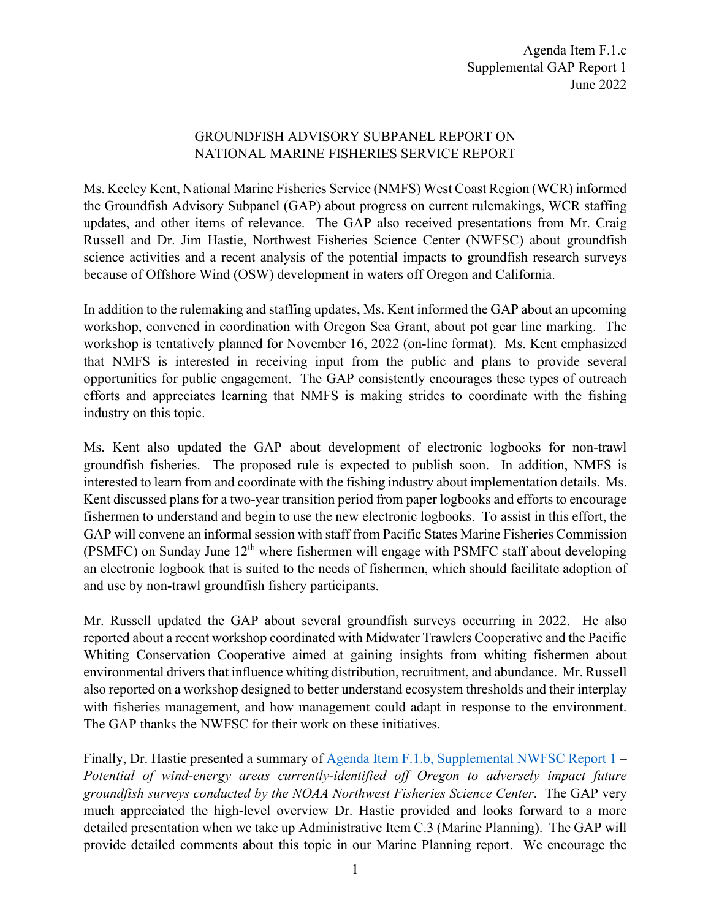Agenda Item F.1.c
Supplemental GAP Report 1
June 2022

# GROUNDFISH ADVISORY SUBPANEL REPORT ON NATIONAL MARINE FISHERIES SERVICE REPORT

Ms. Keeley Kent, National Marine Fisheries Service (NMFS) West Coast Region (WCR) informed the Groundfish Advisory Subpanel (GAP) about progress on current rulemakings, WCR staffing updates, and other items of relevance. The GAP also received presentations from Mr. Craig Russell and Dr. Jim Hastie, Northwest Fisheries Science Center (NWFSC) about groundfish science activities and a recent analysis of the potential impacts to groundfish research surveys because of Offshore Wind (OSW) development in waters off Oregon and California.

In addition to the rulemaking and staffing updates, Ms. Kent informed the GAP about an upcoming workshop, convened in coordination with Oregon Sea Grant, about pot gear line marking. The workshop is tentatively planned for November 16, 2022 (on-line format). Ms. Kent emphasized that NMFS is interested in receiving input from the public and plans to provide several opportunities for public engagement. The GAP consistently encourages these types of outreach efforts and appreciates learning that NMFS is making strides to coordinate with the fishing industry on this topic.

Ms. Kent also updated the GAP about development of electronic logbooks for non-trawl groundfish fisheries. The proposed rule is expected to publish soon. In addition, NMFS is interested to learn from and coordinate with the fishing industry about implementation details. Ms. Kent discussed plans for a two-year transition period from paper logbooks and efforts to encourage fishermen to understand and begin to use the new electronic logbooks. To assist in this effort, the GAP will convene an informal session with staff from Pacific States Marine Fisheries Commission (PSMFC) on Sunday June 12th where fishermen will engage with PSMFC staff about developing an electronic logbook that is suited to the needs of fishermen, which should facilitate adoption of and use by non-trawl groundfish fishery participants.

Mr. Russell updated the GAP about several groundfish surveys occurring in 2022. He also reported about a recent workshop coordinated with Midwater Trawlers Cooperative and the Pacific Whiting Conservation Cooperative aimed at gaining insights from whiting fishermen about environmental drivers that influence whiting distribution, recruitment, and abundance. Mr. Russell also reported on a workshop designed to better understand ecosystem thresholds and their interplay with fisheries management, and how management could adapt in response to the environment. The GAP thanks the NWFSC for their work on these initiatives.

Finally, Dr. Hastie presented a summary of [Agenda Item F.1.b, Supplemental NWFSC Report 1](#) – *Potential of wind-energy areas currently-identified off Oregon to adversely impact future groundfish surveys conducted by the NOAA Northwest Fisheries Science Center*. The GAP very much appreciated the high-level overview Dr. Hastie provided and looks forward to a more detailed presentation when we take up Administrative Item C.3 (Marine Planning). The GAP will provide detailed comments about this topic in our Marine Planning report. We encourage the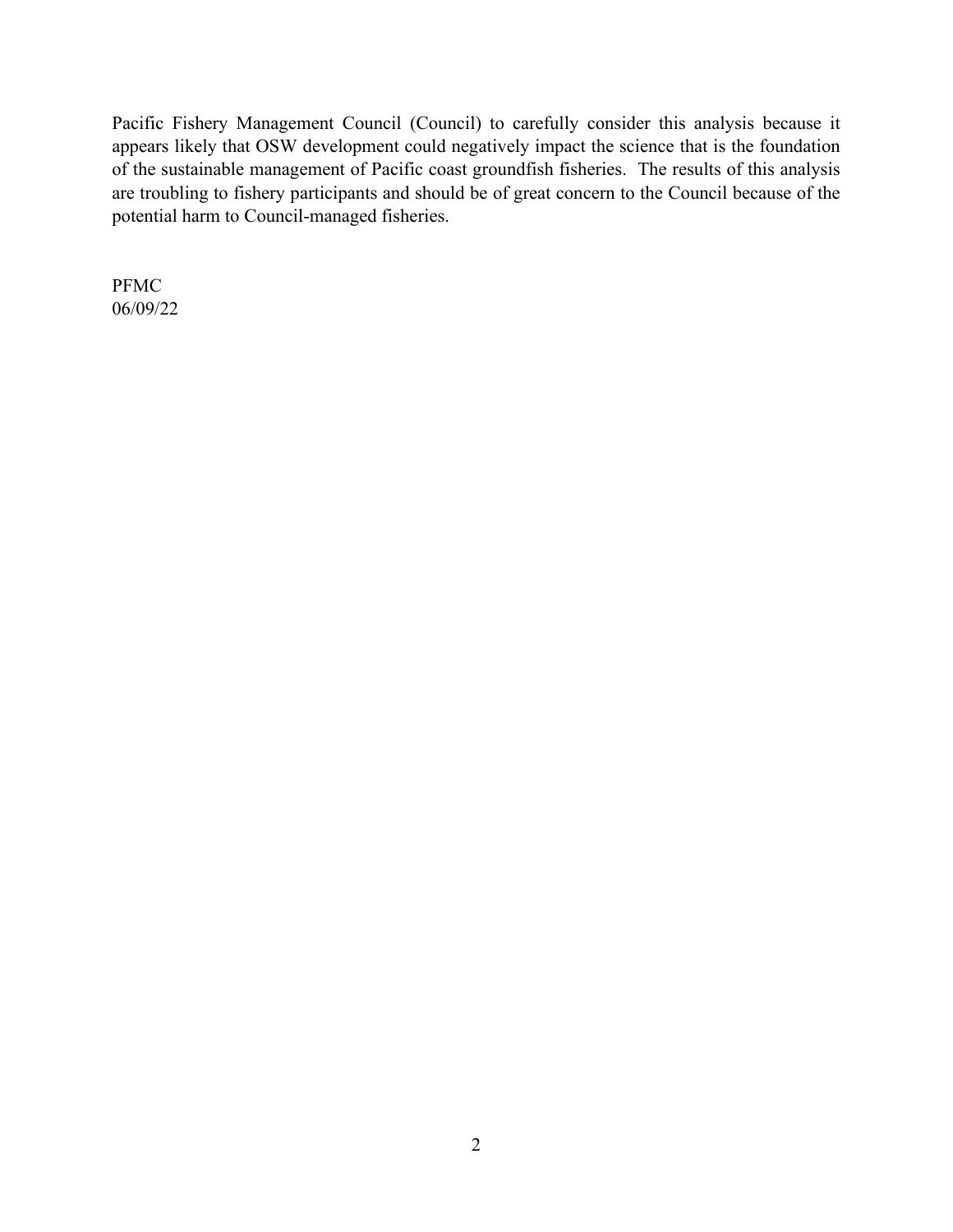Pacific Fishery Management Council (Council) to carefully consider this analysis because it appears likely that OSW development could negatively impact the science that is the foundation of the sustainable management of Pacific coast groundfish fisheries. The results of this analysis are troubling to fishery participants and should be of great concern to the Council because of the potential harm to Council-managed fisheries.

PFMC
06/09/22